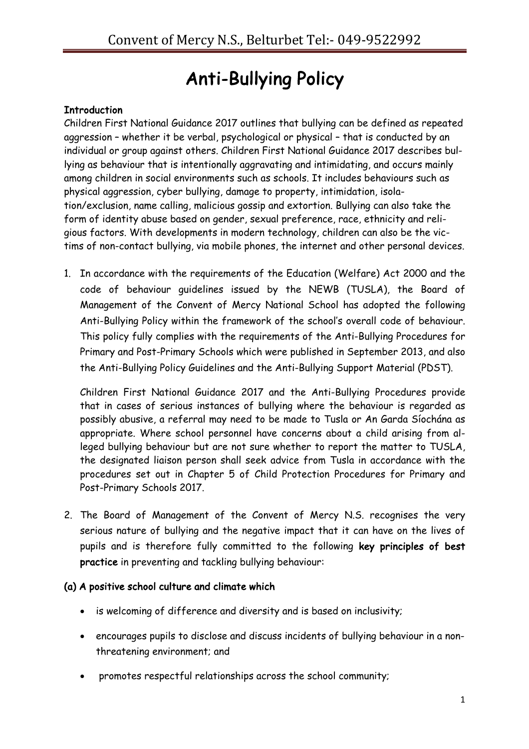# Anti-Bullying Policy

**Introduction**

Children First National Guidance 2017 outlines that bullying can be defined as repeated aggression – whether it be verbal, psychological or physical – that is conducted by an individual or group against others. Children First National Guidance 2017 describes bullying as behaviour that is intentionally aggravating and intimidating, and occurs mainly among children in social environments such as schools. It includes behaviours such as physical aggression, cyber bullying, damage to property, intimidation, isolation/exclusion, name calling, malicious gossip and extortion. Bullying can also take the form of identity abuse based on gender, sexual preference, race, ethnicity and religious factors. With developments in modern technology, children can also be the victims of non-contact bullying, via mobile phones, the internet and other personal devices.

1. In accordance with the requirements of the Education (Welfare) Act 2000 and the code of behaviour guidelines issued by the NEWB (TUSLA), the Board of Management of the Convent of Mercy National School has adopted the following Anti-Bullying Policy within the framework of the school's overall code of behaviour. This policy fully complies with the requirements of the Anti-Bullying Procedures for Primary and Post-Primary Schools which were published in September 2013, and also the Anti-Bullying Policy Guidelines and the Anti-Bullying Support Material (PDST).

   Children First National Guidance 2017 and the Anti-Bullying Procedures provide that in cases of serious instances of bullying where the behaviour is regarded as possibly abusive, a referral may need to be made to Tusla or An Garda Síochána as appropriate. Where school personnel have concerns about a child arising from alleged bullying behaviour but are not sure whether to report the matter to TUSLA, the designated liaison person shall seek advice from Tusla in accordance with the procedures set out in Chapter 5 of Child Protection Procedures for Primary and Post-Primary Schools 2017.

2. The Board of Management of the Convent of Mercy N.S. recognises the very serious nature of bullying and the negative impact that it can have on the lives of pupils and is therefore fully committed to the following **key principles of best practice** in preventing and tackling bullying behaviour:

**(a) A positive school culture and climate which**

- is welcoming of difference and diversity and is based on inclusivity;
- encourages pupils to disclose and discuss incidents of bullying behaviour in a non-threatening environment; and
- promotes respectful relationships across the school community;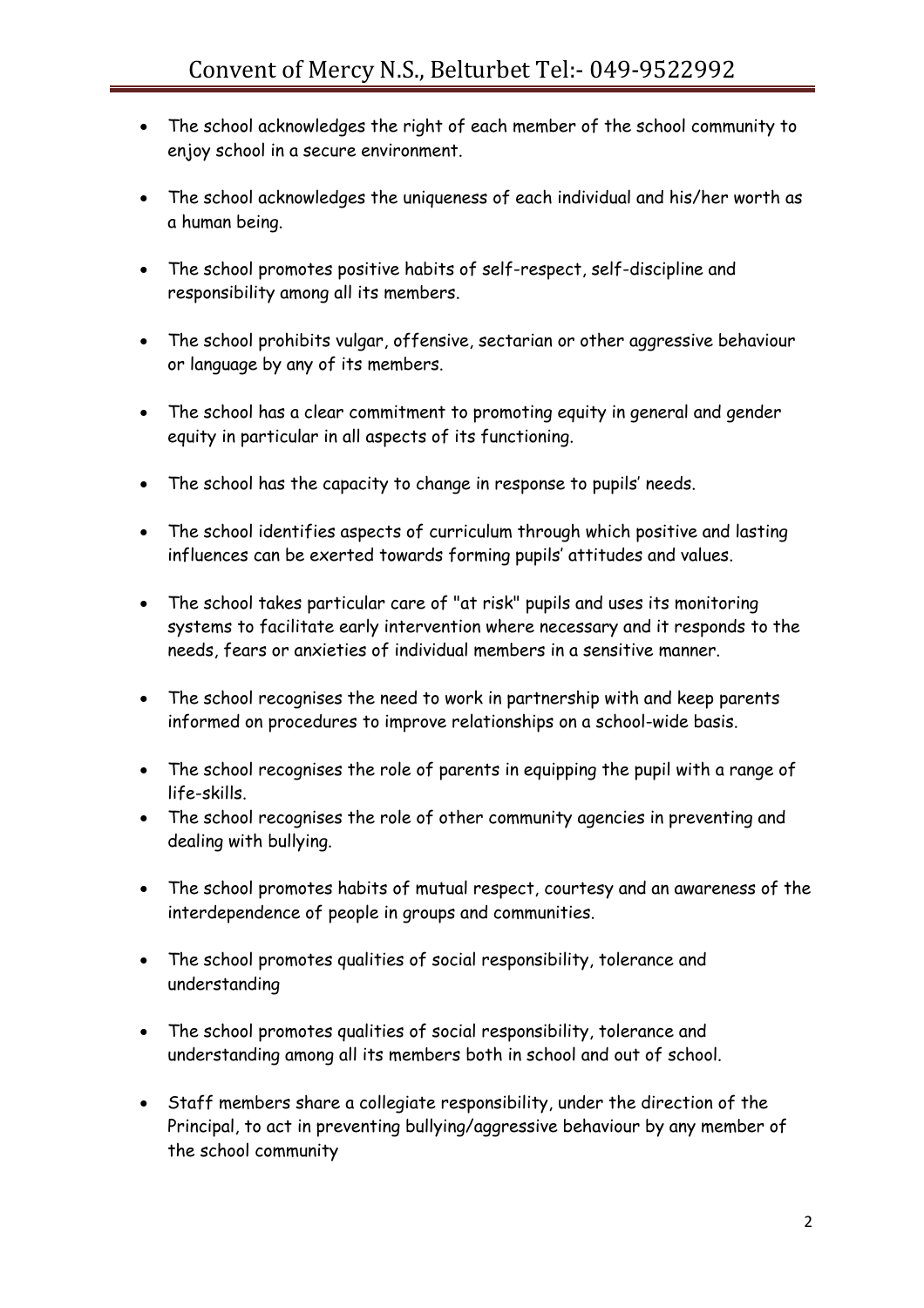- The school acknowledges the right of each member of the school community to enjoy school in a secure environment.

- The school acknowledges the uniqueness of each individual and his/her worth as a human being.

- The school promotes positive habits of self-respect, self-discipline and responsibility among all its members.

- The school prohibits vulgar, offensive, sectarian or other aggressive behaviour or language by any of its members.

- The school has a clear commitment to promoting equity in general and gender equity in particular in all aspects of its functioning.

- The school has the capacity to change in response to pupils' needs.

- The school identifies aspects of curriculum through which positive and lasting influences can be exerted towards forming pupils' attitudes and values.

- The school takes particular care of "at risk" pupils and uses its monitoring systems to facilitate early intervention where necessary and it responds to the needs, fears or anxieties of individual members in a sensitive manner.

- The school recognises the need to work in partnership with and keep parents informed on procedures to improve relationships on a school-wide basis.

- The school recognises the role of parents in equipping the pupil with a range of life-skills.
- The school recognises the role of other community agencies in preventing and dealing with bullying.

- The school promotes habits of mutual respect, courtesy and an awareness of the interdependence of people in groups and communities.

- The school promotes qualities of social responsibility, tolerance and understanding

- The school promotes qualities of social responsibility, tolerance and understanding among all its members both in school and out of school.

- Staff members share a collegiate responsibility, under the direction of the Principal, to act in preventing bullying/aggressive behaviour by any member of the school community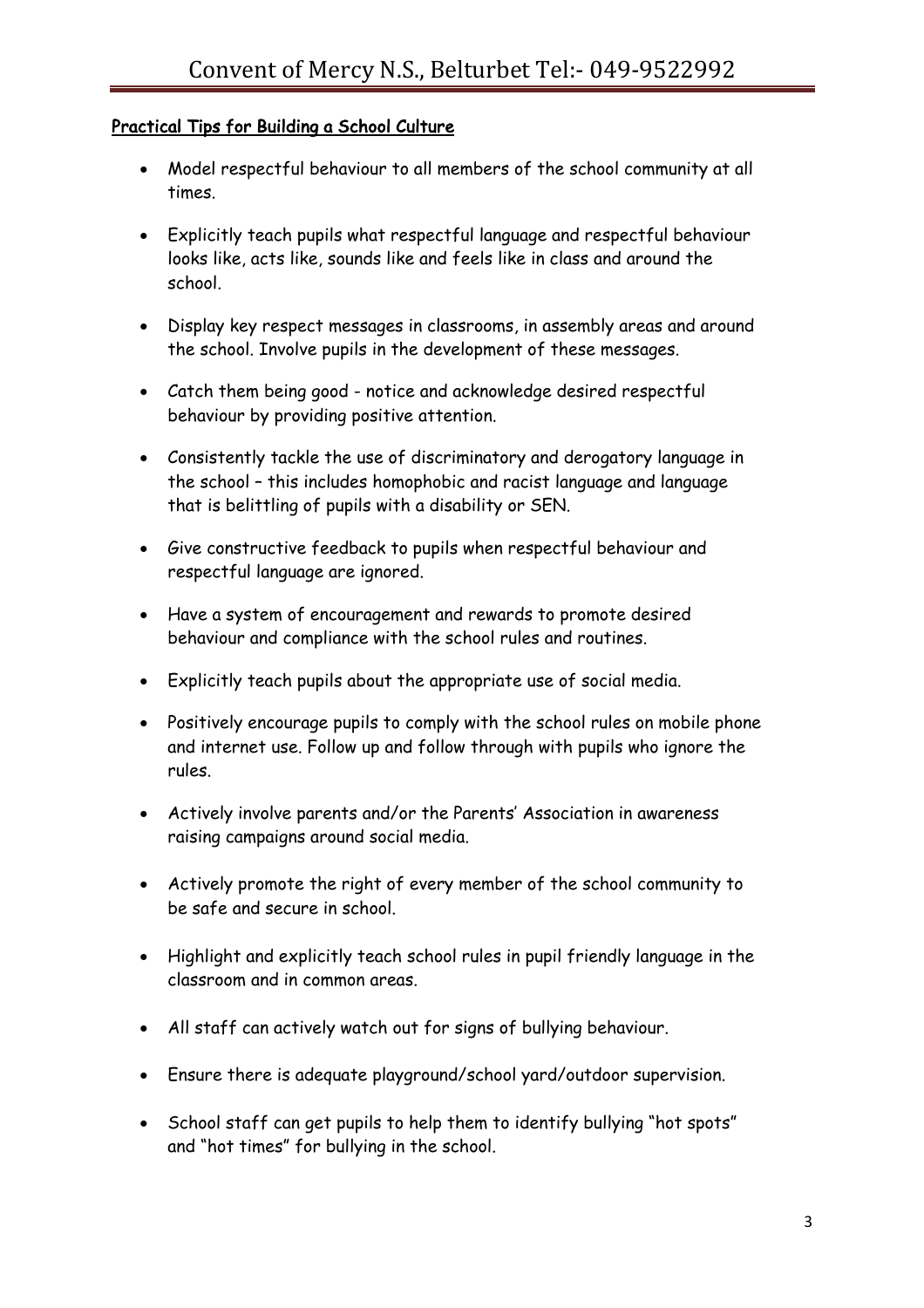**Practical Tips for Building a School Culture**

- Model respectful behaviour to all members of the school community at all times.
- Explicitly teach pupils what respectful language and respectful behaviour looks like, acts like, sounds like and feels like in class and around the school.
- Display key respect messages in classrooms, in assembly areas and around the school. Involve pupils in the development of these messages.
- Catch them being good - notice and acknowledge desired respectful behaviour by providing positive attention.
- Consistently tackle the use of discriminatory and derogatory language in the school – this includes homophobic and racist language and language that is belittling of pupils with a disability or SEN.
- Give constructive feedback to pupils when respectful behaviour and respectful language are ignored.
- Have a system of encouragement and rewards to promote desired behaviour and compliance with the school rules and routines.
- Explicitly teach pupils about the appropriate use of social media.
- Positively encourage pupils to comply with the school rules on mobile phone and internet use. Follow up and follow through with pupils who ignore the rules.
- Actively involve parents and/or the Parents' Association in awareness raising campaigns around social media.
- Actively promote the right of every member of the school community to be safe and secure in school.
- Highlight and explicitly teach school rules in pupil friendly language in the classroom and in common areas.
- All staff can actively watch out for signs of bullying behaviour.
- Ensure there is adequate playground/school yard/outdoor supervision.
- School staff can get pupils to help them to identify bullying "hot spots" and "hot times" for bullying in the school.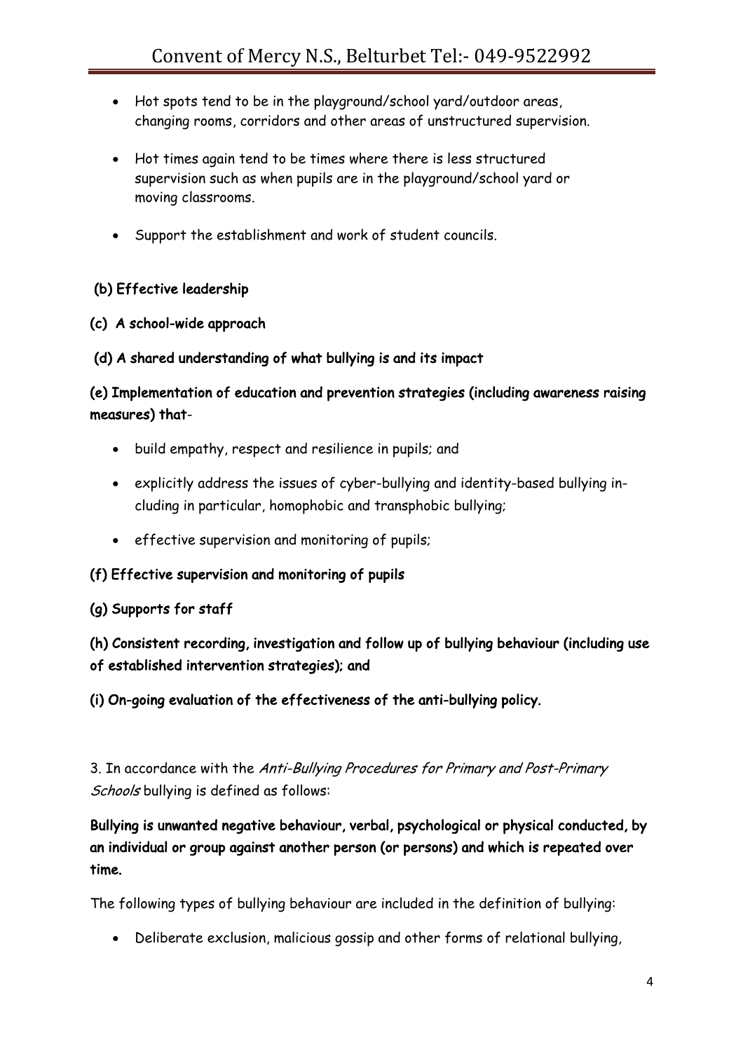- Hot spots tend to be in the playground/school yard/outdoor areas, changing rooms, corridors and other areas of unstructured supervision.
- Hot times again tend to be times where there is less structured supervision such as when pupils are in the playground/school yard or moving classrooms.
- Support the establishment and work of student councils.

**(b) Effective leadership**

**(c) A school-wide approach**

**(d) A shared understanding of what bullying is and its impact**

**(e) Implementation of education and prevention strategies (including awareness raising measures) that**-

- build empathy, respect and resilience in pupils; and
- explicitly address the issues of cyber-bullying and identity-based bullying including in particular, homophobic and transphobic bullying;
- effective supervision and monitoring of pupils;

**(f) Effective supervision and monitoring of pupils**

**(g) Supports for staff**

**(h) Consistent recording, investigation and follow up of bullying behaviour (including use of established intervention strategies); and**

**(i) On-going evaluation of the effectiveness of the anti-bullying policy.**

3. In accordance with the *Anti-Bullying Procedures for Primary and Post-Primary Schools* bullying is defined as follows:

**Bullying is unwanted negative behaviour, verbal, psychological or physical conducted, by an individual or group against another person (or persons) and which is repeated over time.**

The following types of bullying behaviour are included in the definition of bullying:

- Deliberate exclusion, malicious gossip and other forms of relational bullying,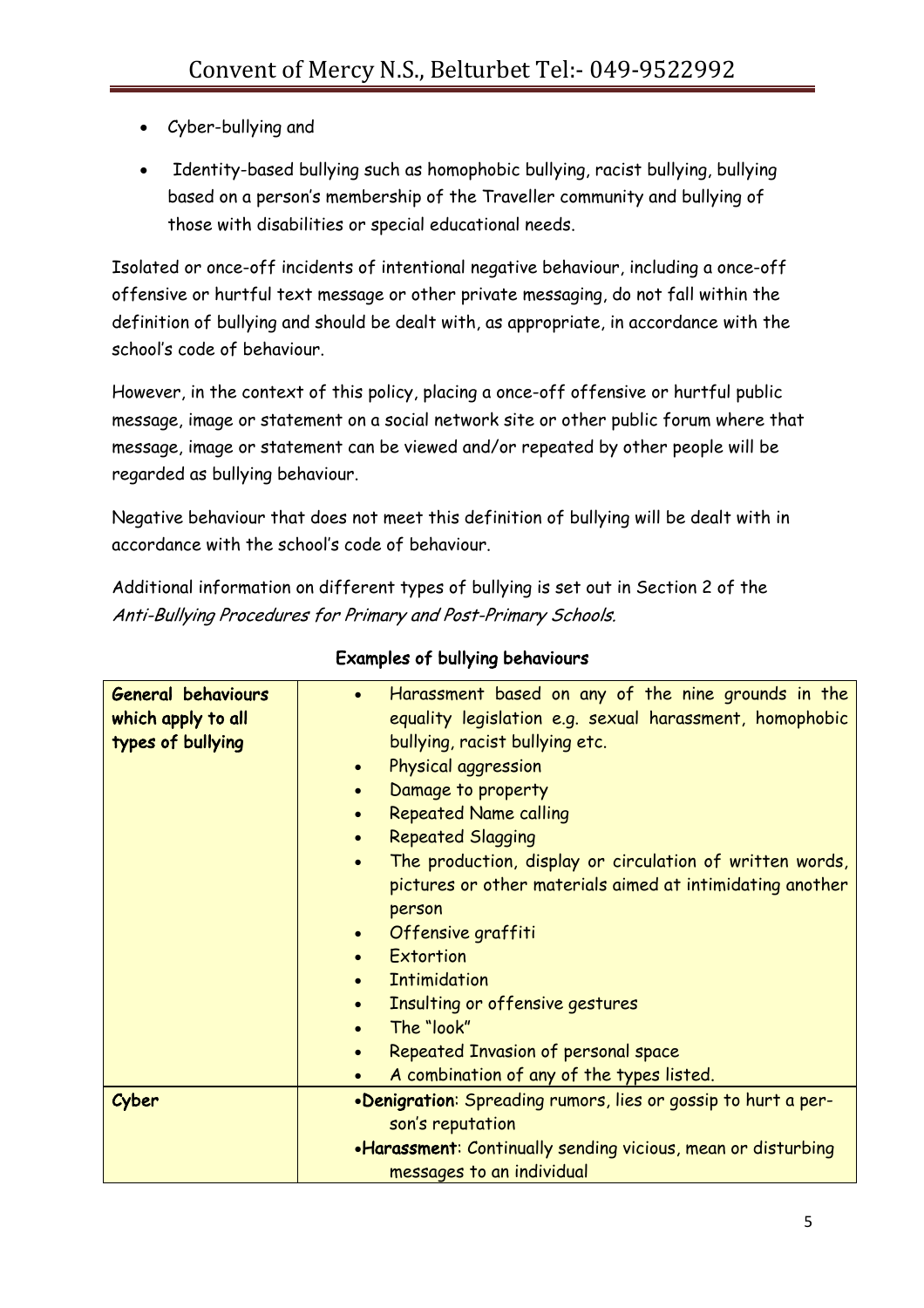- Cyber-bullying and
- Identity-based bullying such as homophobic bullying, racist bullying, bullying based on a person's membership of the Traveller community and bullying of those with disabilities or special educational needs.

Isolated or once-off incidents of intentional negative behaviour, including a once-off offensive or hurtful text message or other private messaging, do not fall within the definition of bullying and should be dealt with, as appropriate, in accordance with the school's code of behaviour.

However, in the context of this policy, placing a once-off offensive or hurtful public message, image or statement on a social network site or other public forum where that message, image or statement can be viewed and/or repeated by other people will be regarded as bullying behaviour.

Negative behaviour that does not meet this definition of bullying will be dealt with in accordance with the school's code of behaviour.

Additional information on different types of bullying is set out in Section 2 of the *Anti-Bullying Procedures for Primary and Post-Primary Schools.*

**Examples of bullying behaviours**

| | |
|---|---|
| **General behaviours which apply to all types of bullying** | • Harassment based on any of the nine grounds in the equality legislation e.g. sexual harassment, homophobic bullying, racist bullying etc.<br>• Physical aggression<br>• Damage to property<br>• Repeated Name calling<br>• Repeated Slagging<br>• The production, display or circulation of written words, pictures or other materials aimed at intimidating another person<br>• Offensive graffiti<br>• Extortion<br>• Intimidation<br>• Insulting or offensive gestures<br>• The "look"<br>• Repeated Invasion of personal space<br>• A combination of any of the types listed. |
| **Cyber** | • **Denigration**: Spreading rumors, lies or gossip to hurt a person's reputation<br>• **Harassment**: Continually sending vicious, mean or disturbing messages to an individual |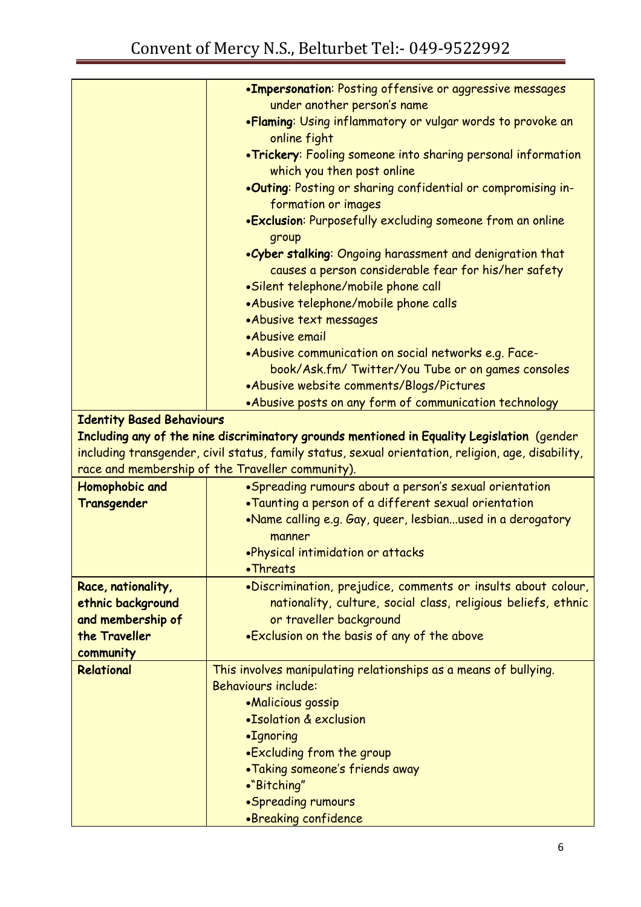| | |
|---|---|
| | • **Impersonation**: Posting offensive or aggressive messages under another person's name<br>• **Flaming**: Using inflammatory or vulgar words to provoke an online fight<br>• **Trickery**: Fooling someone into sharing personal information which you then post online<br>• **Outing**: Posting or sharing confidential or compromising information or images<br>• **Exclusion**: Purposefully excluding someone from an online group<br>• **Cyber stalking**: Ongoing harassment and denigration that causes a person considerable fear for his/her safety<br>• Silent telephone/mobile phone call<br>• Abusive telephone/mobile phone calls<br>• Abusive text messages<br>• Abusive email<br>• Abusive communication on social networks e.g. Facebook/Ask.fm/ Twitter/You Tube or on games consoles<br>• Abusive website comments/Blogs/Pictures<br>• Abusive posts on any form of communication technology |
| **Identity Based Behaviours**<br>**Including any of the nine discriminatory grounds mentioned in Equality Legislation** (gender including transgender, civil status, family status, sexual orientation, religion, age, disability, race and membership of the Traveller community). | |
| **Homophobic and Transgender** | • Spreading rumours about a person's sexual orientation<br>• Taunting a person of a different sexual orientation<br>• Name calling e.g. Gay, queer, lesbian...used in a derogatory manner<br>• Physical intimidation or attacks<br>• Threats |
| **Race, nationality, ethnic background and membership of the Traveller community** | • Discrimination, prejudice, comments or insults about colour, nationality, culture, social class, religious beliefs, ethnic or traveller background<br>• Exclusion on the basis of any of the above |
| **Relational** | This involves manipulating relationships as a means of bullying. Behaviours include:<br>• Malicious gossip<br>• Isolation & exclusion<br>• Ignoring<br>• Excluding from the group<br>• Taking someone's friends away<br>• "Bitching"<br>• Spreading rumours<br>• Breaking confidence |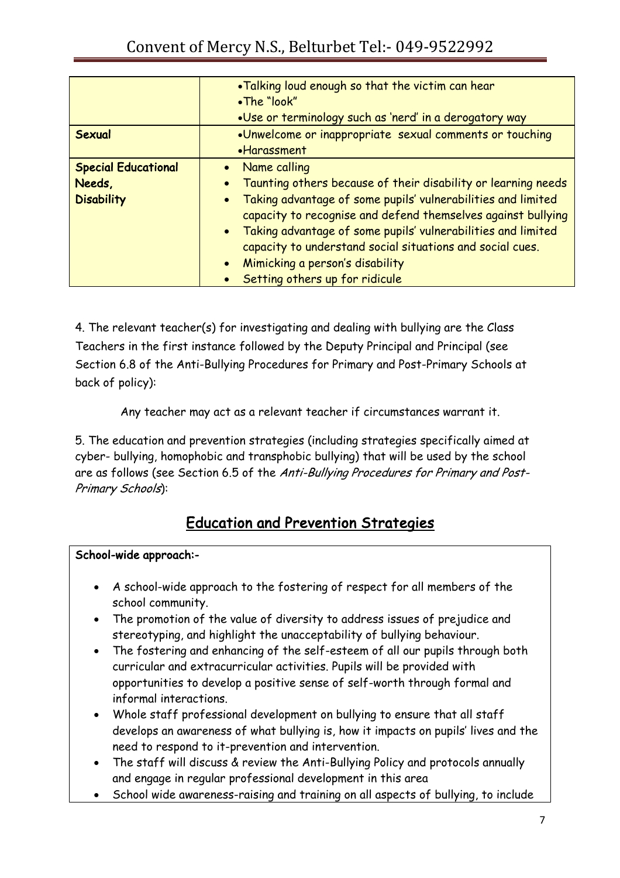| | |
|---|---|
| | • Talking loud enough so that the victim can hear<br>• The "look"<br>• Use or terminology such as 'nerd' in a derogatory way |
| **Sexual** | • Unwelcome or inappropriate sexual comments or touching<br>• Harassment |
| **Special Educational Needs, Disability** | • Name calling<br>• Taunting others because of their disability or learning needs<br>• Taking advantage of some pupils' vulnerabilities and limited capacity to recognise and defend themselves against bullying<br>• Taking advantage of some pupils' vulnerabilities and limited capacity to understand social situations and social cues.<br>• Mimicking a person's disability<br>• Setting others up for ridicule |

4. The relevant teacher(s) for investigating and dealing with bullying are the Class Teachers in the first instance followed by the Deputy Principal and Principal (see Section 6.8 of the Anti-Bullying Procedures for Primary and Post-Primary Schools at back of policy):

Any teacher may act as a relevant teacher if circumstances warrant it.

5. The education and prevention strategies (including strategies specifically aimed at cyber- bullying, homophobic and transphobic bullying) that will be used by the school are as follows (see Section 6.5 of the *Anti-Bullying Procedures for Primary and Post-Primary Schools*):

## Education and Prevention Strategies

**School-wide approach:-**

- A school-wide approach to the fostering of respect for all members of the school community.
- The promotion of the value of diversity to address issues of prejudice and stereotyping, and highlight the unacceptability of bullying behaviour.
- The fostering and enhancing of the self-esteem of all our pupils through both curricular and extracurricular activities. Pupils will be provided with opportunities to develop a positive sense of self-worth through formal and informal interactions.
- Whole staff professional development on bullying to ensure that all staff develops an awareness of what bullying is, how it impacts on pupils' lives and the need to respond to it-prevention and intervention.
- The staff will discuss & review the Anti-Bullying Policy and protocols annually and engage in regular professional development in this area
- School wide awareness-raising and training on all aspects of bullying, to include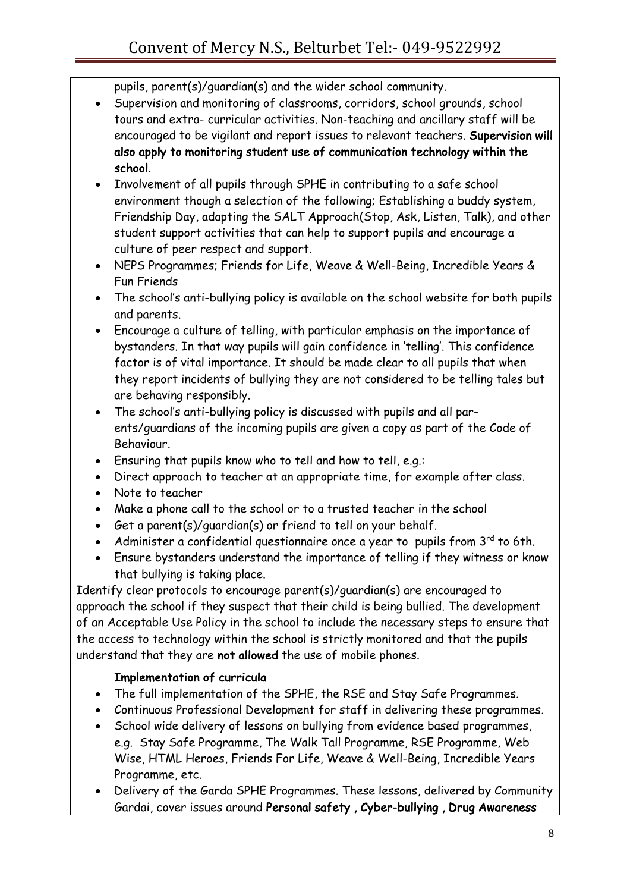pupils, parent(s)/guardian(s) and the wider school community.

- Supervision and monitoring of classrooms, corridors, school grounds, school tours and extra- curricular activities. Non-teaching and ancillary staff will be encouraged to be vigilant and report issues to relevant teachers. **Supervision will also apply to monitoring student use of communication technology within the school**.
- Involvement of all pupils through SPHE in contributing to a safe school environment though a selection of the following; Establishing a buddy system, Friendship Day, adapting the SALT Approach(Stop, Ask, Listen, Talk), and other student support activities that can help to support pupils and encourage a culture of peer respect and support.
- NEPS Programmes; Friends for Life, Weave & Well-Being, Incredible Years & Fun Friends
- The school's anti-bullying policy is available on the school website for both pupils and parents.
- Encourage a culture of telling, with particular emphasis on the importance of bystanders. In that way pupils will gain confidence in 'telling'. This confidence factor is of vital importance. It should be made clear to all pupils that when they report incidents of bullying they are not considered to be telling tales but are behaving responsibly.
- The school's anti-bullying policy is discussed with pupils and all parents/guardians of the incoming pupils are given a copy as part of the Code of Behaviour.
- Ensuring that pupils know who to tell and how to tell, e.g.:
- Direct approach to teacher at an appropriate time, for example after class.
- Note to teacher
- Make a phone call to the school or to a trusted teacher in the school
- Get a parent(s)/guardian(s) or friend to tell on your behalf.
- Administer a confidential questionnaire once a year to pupils from 3rd to 6th.
- Ensure bystanders understand the importance of telling if they witness or know that bullying is taking place.

Identify clear protocols to encourage parent(s)/guardian(s) are encouraged to approach the school if they suspect that their child is being bullied. The development of an Acceptable Use Policy in the school to include the necessary steps to ensure that the access to technology within the school is strictly monitored and that the pupils understand that they are **not allowed** the use of mobile phones.

**Implementation of curricula**

- The full implementation of the SPHE, the RSE and Stay Safe Programmes.
- Continuous Professional Development for staff in delivering these programmes.
- School wide delivery of lessons on bullying from evidence based programmes, e.g. Stay Safe Programme, The Walk Tall Programme, RSE Programme, Web Wise, HTML Heroes, Friends For Life, Weave & Well-Being, Incredible Years Programme, etc.
- Delivery of the Garda SPHE Programmes. These lessons, delivered by Community Gardai, cover issues around **Personal safety , Cyber-bullying , Drug Awareness**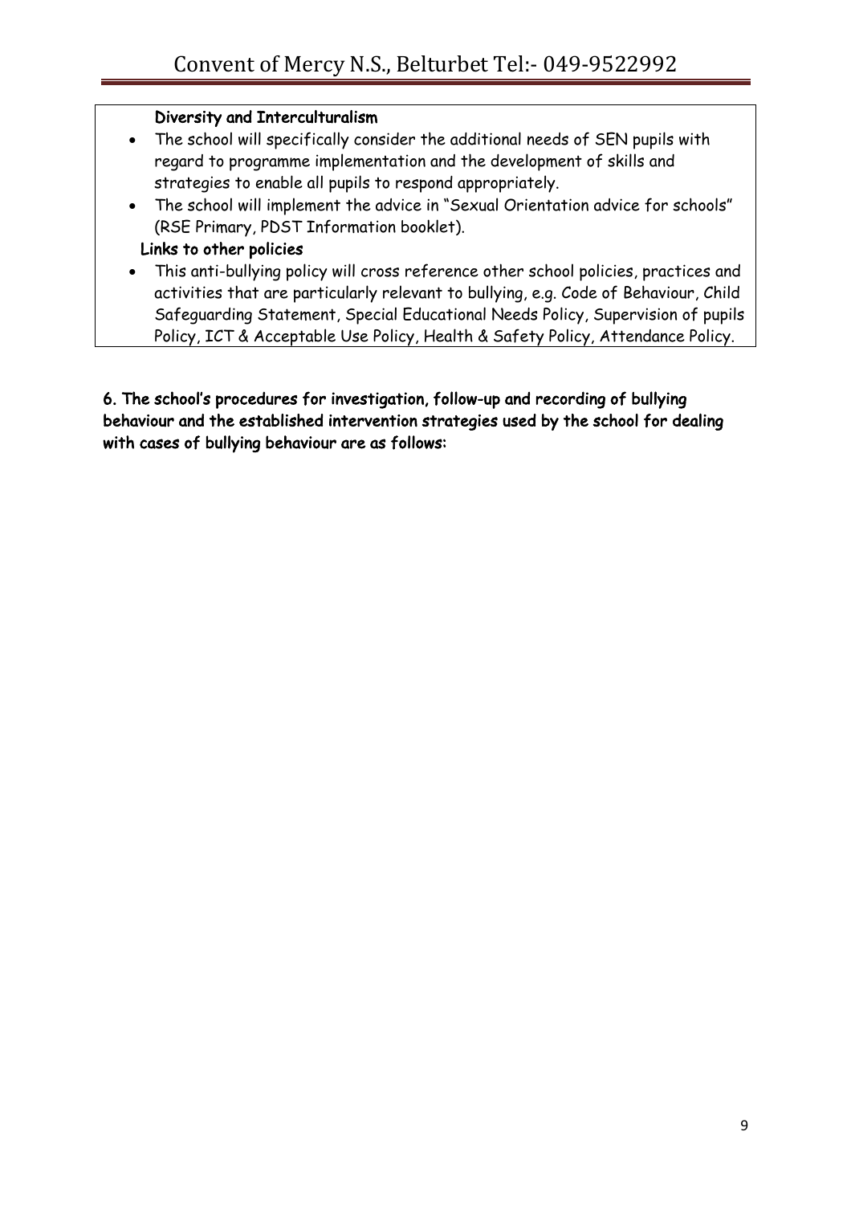**Diversity and Interculturalism**

- The school will specifically consider the additional needs of SEN pupils with regard to programme implementation and the development of skills and strategies to enable all pupils to respond appropriately.
- The school will implement the advice in "Sexual Orientation advice for schools" (RSE Primary, PDST Information booklet).

**Links to other policies**

- This anti-bullying policy will cross reference other school policies, practices and activities that are particularly relevant to bullying, e.g. Code of Behaviour, Child Safeguarding Statement, Special Educational Needs Policy, Supervision of pupils Policy, ICT & Acceptable Use Policy, Health & Safety Policy, Attendance Policy.

**6. The school's procedures for investigation, follow-up and recording of bullying behaviour and the established intervention strategies used by the school for dealing with cases of bullying behaviour are as follows:**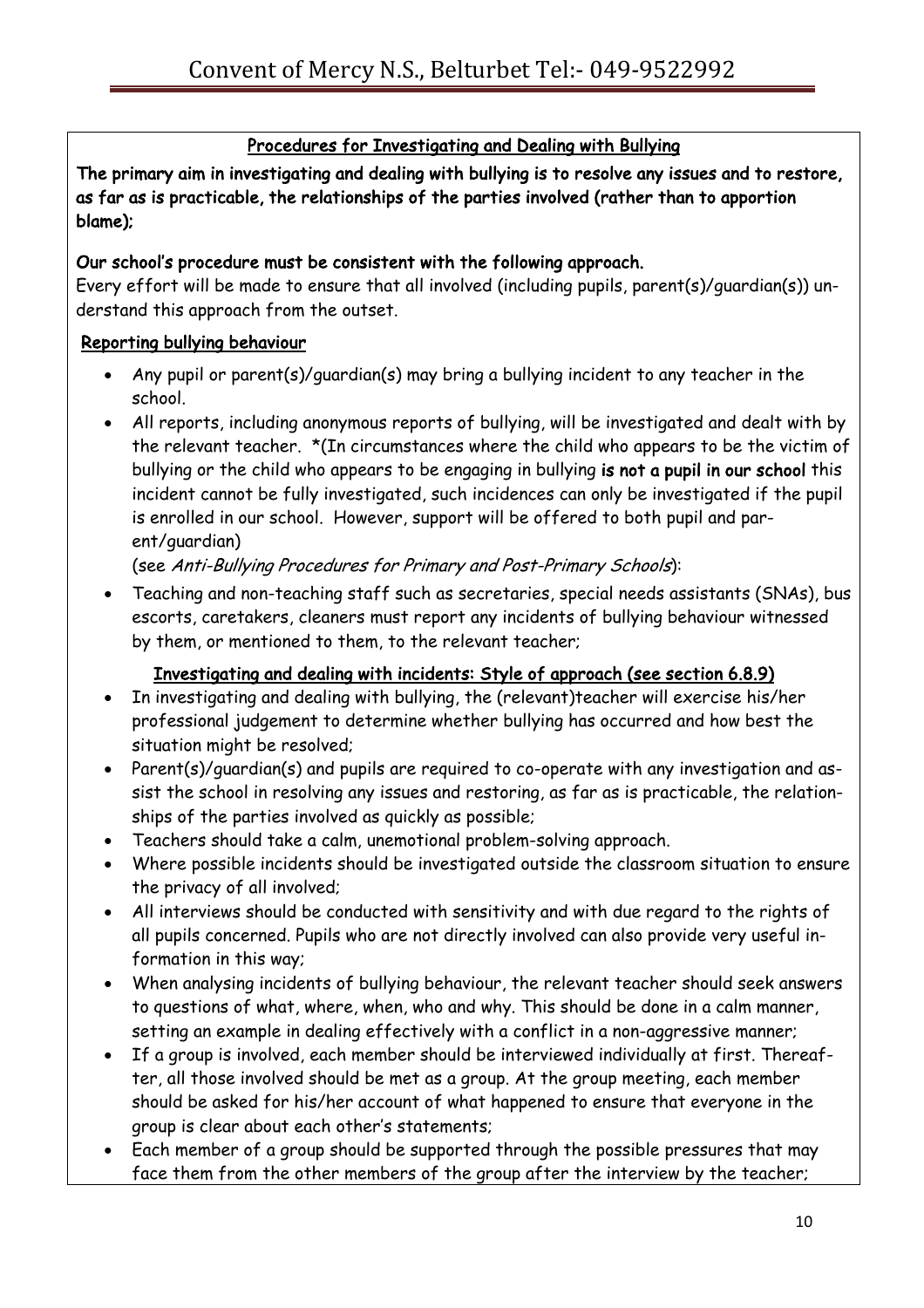## Procedures for Investigating and Dealing with Bullying

**The primary aim in investigating and dealing with bullying is to resolve any issues and to restore, as far as is practicable, the relationships of the parties involved (rather than to apportion blame);**

**Our school's procedure must be consistent with the following approach.**

Every effort will be made to ensure that all involved (including pupils, parent(s)/guardian(s)) understand this approach from the outset.

### Reporting bullying behaviour

- Any pupil or parent(s)/guardian(s) may bring a bullying incident to any teacher in the school.
- All reports, including anonymous reports of bullying, will be investigated and dealt with by the relevant teacher. *(In circumstances where the child who appears to be the victim of bullying or the child who appears to be engaging in bullying **is not a pupil in our school** this incident cannot be fully investigated, such incidences can only be investigated if the pupil is enrolled in our school. However, support will be offered to both pupil and parent/guardian)

  (see *Anti-Bullying Procedures for Primary and Post-Primary Schools*):
- Teaching and non-teaching staff such as secretaries, special needs assistants (SNAs), bus escorts, caretakers, cleaners must report any incidents of bullying behaviour witnessed by them, or mentioned to them, to the relevant teacher;

### Investigating and dealing with incidents: Style of approach (see section 6.8.9)

- In investigating and dealing with bullying, the (relevant)teacher will exercise his/her professional judgement to determine whether bullying has occurred and how best the situation might be resolved;
- Parent(s)/guardian(s) and pupils are required to co-operate with any investigation and assist the school in resolving any issues and restoring, as far as is practicable, the relationships of the parties involved as quickly as possible;
- Teachers should take a calm, unemotional problem-solving approach.
- Where possible incidents should be investigated outside the classroom situation to ensure the privacy of all involved;
- All interviews should be conducted with sensitivity and with due regard to the rights of all pupils concerned. Pupils who are not directly involved can also provide very useful information in this way;
- When analysing incidents of bullying behaviour, the relevant teacher should seek answers to questions of what, where, when, who and why. This should be done in a calm manner, setting an example in dealing effectively with a conflict in a non-aggressive manner;
- If a group is involved, each member should be interviewed individually at first. Thereafter, all those involved should be met as a group. At the group meeting, each member should be asked for his/her account of what happened to ensure that everyone in the group is clear about each other's statements;
- Each member of a group should be supported through the possible pressures that may face them from the other members of the group after the interview by the teacher;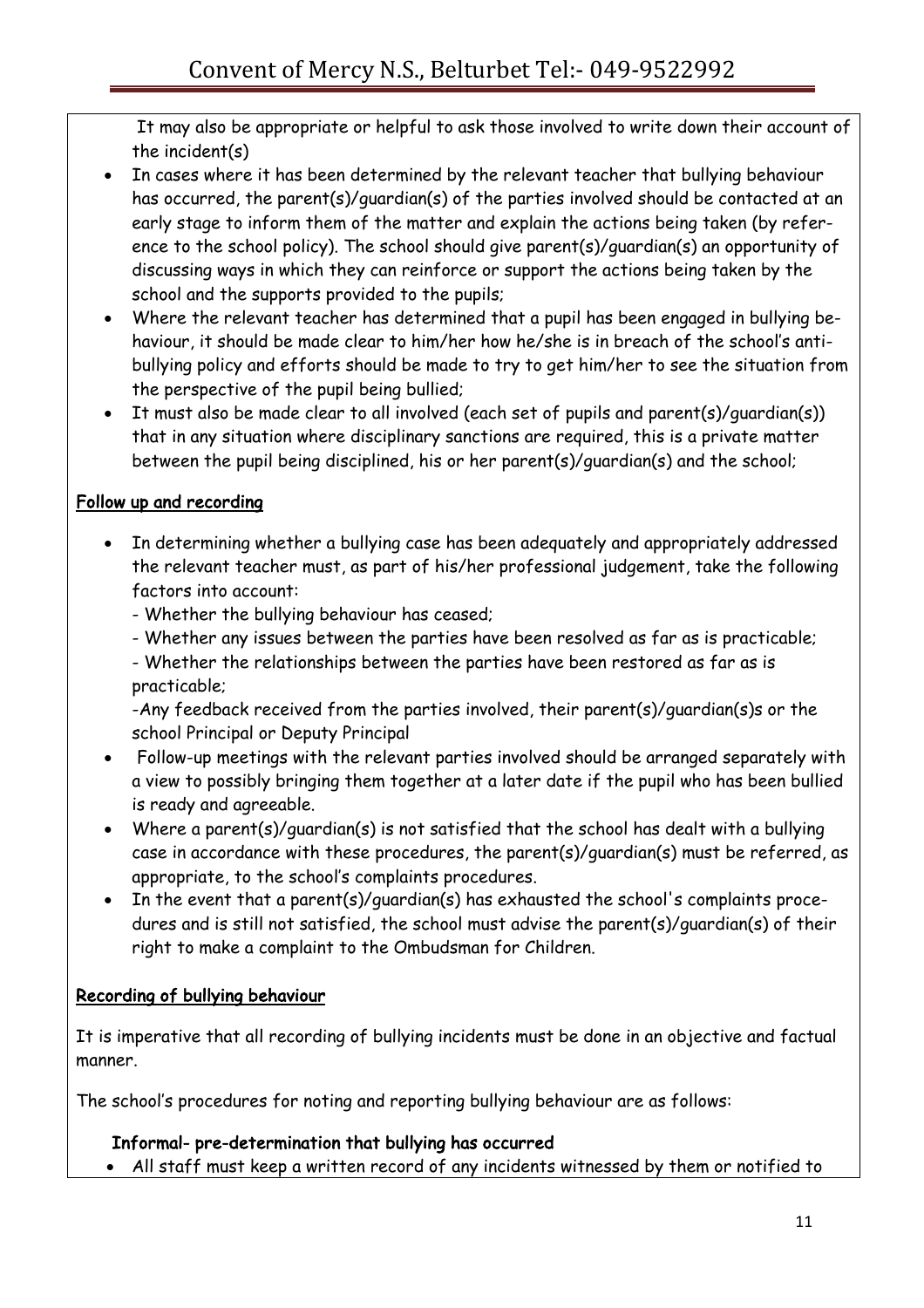It may also be appropriate or helpful to ask those involved to write down their account of the incident(s)

- In cases where it has been determined by the relevant teacher that bullying behaviour has occurred, the parent(s)/guardian(s) of the parties involved should be contacted at an early stage to inform them of the matter and explain the actions being taken (by reference to the school policy). The school should give parent(s)/guardian(s) an opportunity of discussing ways in which they can reinforce or support the actions being taken by the school and the supports provided to the pupils;
- Where the relevant teacher has determined that a pupil has been engaged in bullying behaviour, it should be made clear to him/her how he/she is in breach of the school's anti-bullying policy and efforts should be made to try to get him/her to see the situation from the perspective of the pupil being bullied;
- It must also be made clear to all involved (each set of pupils and parent(s)/guardian(s)) that in any situation where disciplinary sanctions are required, this is a private matter between the pupil being disciplined, his or her parent(s)/guardian(s) and the school;

**Follow up and recording**

- In determining whether a bullying case has been adequately and appropriately addressed the relevant teacher must, as part of his/her professional judgement, take the following factors into account:
  - Whether the bullying behaviour has ceased;
  - Whether any issues between the parties have been resolved as far as is practicable;
  - Whether the relationships between the parties have been restored as far as is practicable;
  - Any feedback received from the parties involved, their parent(s)/guardian(s)s or the school Principal or Deputy Principal
- Follow-up meetings with the relevant parties involved should be arranged separately with a view to possibly bringing them together at a later date if the pupil who has been bullied is ready and agreeable.
- Where a parent(s)/guardian(s) is not satisfied that the school has dealt with a bullying case in accordance with these procedures, the parent(s)/guardian(s) must be referred, as appropriate, to the school's complaints procedures.
- In the event that a parent(s)/guardian(s) has exhausted the school's complaints procedures and is still not satisfied, the school must advise the parent(s)/guardian(s) of their right to make a complaint to the Ombudsman for Children.

**Recording of bullying behaviour**

It is imperative that all recording of bullying incidents must be done in an objective and factual manner.

The school's procedures for noting and reporting bullying behaviour are as follows:

**Informal- pre-determination that bullying has occurred**

- All staff must keep a written record of any incidents witnessed by them or notified to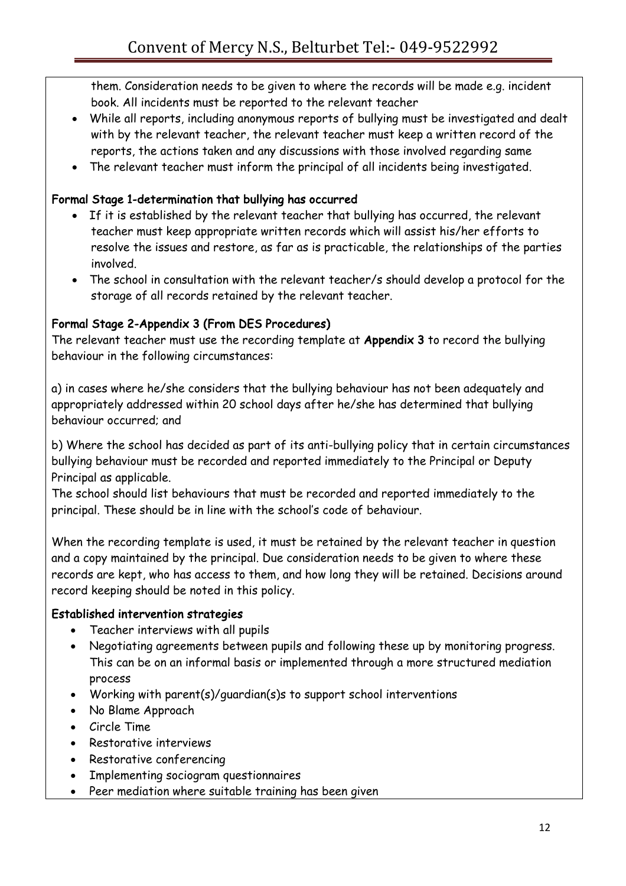them. Consideration needs to be given to where the records will be made e.g. incident book. All incidents must be reported to the relevant teacher

- While all reports, including anonymous reports of bullying must be investigated and dealt with by the relevant teacher, the relevant teacher must keep a written record of the reports, the actions taken and any discussions with those involved regarding same
- The relevant teacher must inform the principal of all incidents being investigated.

**Formal Stage 1-determination that bullying has occurred**

- If it is established by the relevant teacher that bullying has occurred, the relevant teacher must keep appropriate written records which will assist his/her efforts to resolve the issues and restore, as far as is practicable, the relationships of the parties involved.
- The school in consultation with the relevant teacher/s should develop a protocol for the storage of all records retained by the relevant teacher.

**Formal Stage 2-Appendix 3 (From DES Procedures)**

The relevant teacher must use the recording template at **Appendix 3** to record the bullying behaviour in the following circumstances:

a) in cases where he/she considers that the bullying behaviour has not been adequately and appropriately addressed within 20 school days after he/she has determined that bullying behaviour occurred; and

b) Where the school has decided as part of its anti-bullying policy that in certain circumstances bullying behaviour must be recorded and reported immediately to the Principal or Deputy Principal as applicable.

The school should list behaviours that must be recorded and reported immediately to the principal. These should be in line with the school's code of behaviour.

When the recording template is used, it must be retained by the relevant teacher in question and a copy maintained by the principal. Due consideration needs to be given to where these records are kept, who has access to them, and how long they will be retained. Decisions around record keeping should be noted in this policy.

**Established intervention strategies**

- Teacher interviews with all pupils
- Negotiating agreements between pupils and following these up by monitoring progress. This can be on an informal basis or implemented through a more structured mediation process
- Working with parent(s)/guardian(s)s to support school interventions
- No Blame Approach
- Circle Time
- Restorative interviews
- Restorative conferencing
- Implementing sociogram questionnaires
- Peer mediation where suitable training has been given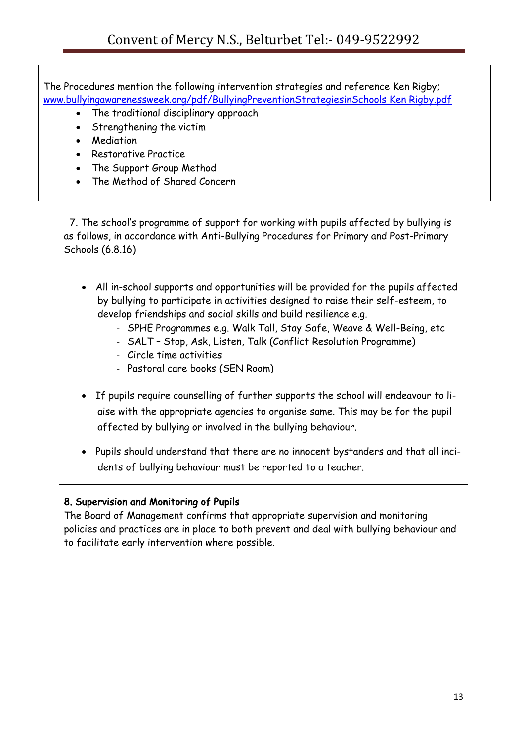The Procedures mention the following intervention strategies and reference Ken Rigby; www.bullyingawarenessweek.org/pdf/BullyingPreventionStrategiesinSchools Ken Rigby.pdf

- The traditional disciplinary approach
- Strengthening the victim
- Mediation
- Restorative Practice
- The Support Group Method
- The Method of Shared Concern

7. The school's programme of support for working with pupils affected by bullying is as follows, in accordance with Anti-Bullying Procedures for Primary and Post-Primary Schools (6.8.16)

- All in-school supports and opportunities will be provided for the pupils affected by bullying to participate in activities designed to raise their self-esteem, to develop friendships and social skills and build resilience e.g.
  - SPHE Programmes e.g. Walk Tall, Stay Safe, Weave & Well-Being, etc
  - SALT – Stop, Ask, Listen, Talk (Conflict Resolution Programme)
  - Circle time activities
  - Pastoral care books (SEN Room)
- If pupils require counselling of further supports the school will endeavour to liaise with the appropriate agencies to organise same. This may be for the pupil affected by bullying or involved in the bullying behaviour.
- Pupils should understand that there are no innocent bystanders and that all incidents of bullying behaviour must be reported to a teacher.

**8. Supervision and Monitoring of Pupils**

The Board of Management confirms that appropriate supervision and monitoring policies and practices are in place to both prevent and deal with bullying behaviour and to facilitate early intervention where possible.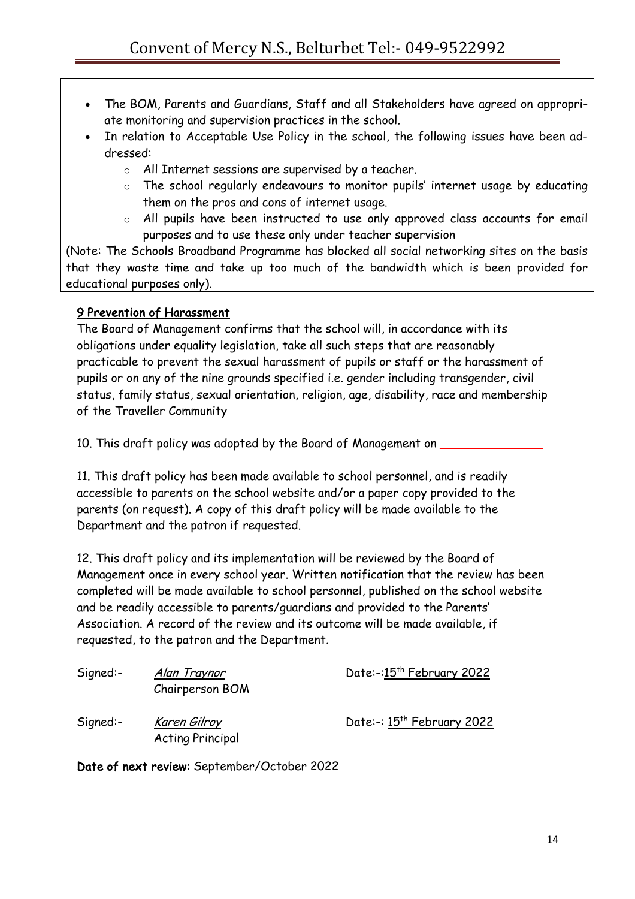- The BOM, Parents and Guardians, Staff and all Stakeholders have agreed on appropriate monitoring and supervision practices in the school.
- In relation to Acceptable Use Policy in the school, the following issues have been addressed:
    - All Internet sessions are supervised by a teacher.
    - The school regularly endeavours to monitor pupils' internet usage by educating them on the pros and cons of internet usage.
    - All pupils have been instructed to use only approved class accounts for email purposes and to use these only under teacher supervision

(Note: The Schools Broadband Programme has blocked all social networking sites on the basis that they waste time and take up too much of the bandwidth which is been provided for educational purposes only).

## 9 Prevention of Harassment

The Board of Management confirms that the school will, in accordance with its obligations under equality legislation, take all such steps that are reasonably practicable to prevent the sexual harassment of pupils or staff or the harassment of pupils or on any of the nine grounds specified i.e. gender including transgender, civil status, family status, sexual orientation, religion, age, disability, race and membership of the Traveller Community

10. This draft policy was adopted by the Board of Management on ______________

11. This draft policy has been made available to school personnel, and is readily accessible to parents on the school website and/or a paper copy provided to the parents (on request). A copy of this draft policy will be made available to the Department and the patron if requested.

12. This draft policy and its implementation will be reviewed by the Board of Management once in every school year. Written notification that the review has been completed will be made available to school personnel, published on the school website and be readily accessible to parents/guardians and provided to the Parents' Association. A record of the review and its outcome will be made available, if requested, to the patron and the Department.

Signed:- *Alan Traynor*
Chairperson BOM
Date:-:15th February 2022

Signed:- *Karen Gilroy*
Acting Principal
Date:-: 15th February 2022

**Date of next review:** September/October 2022